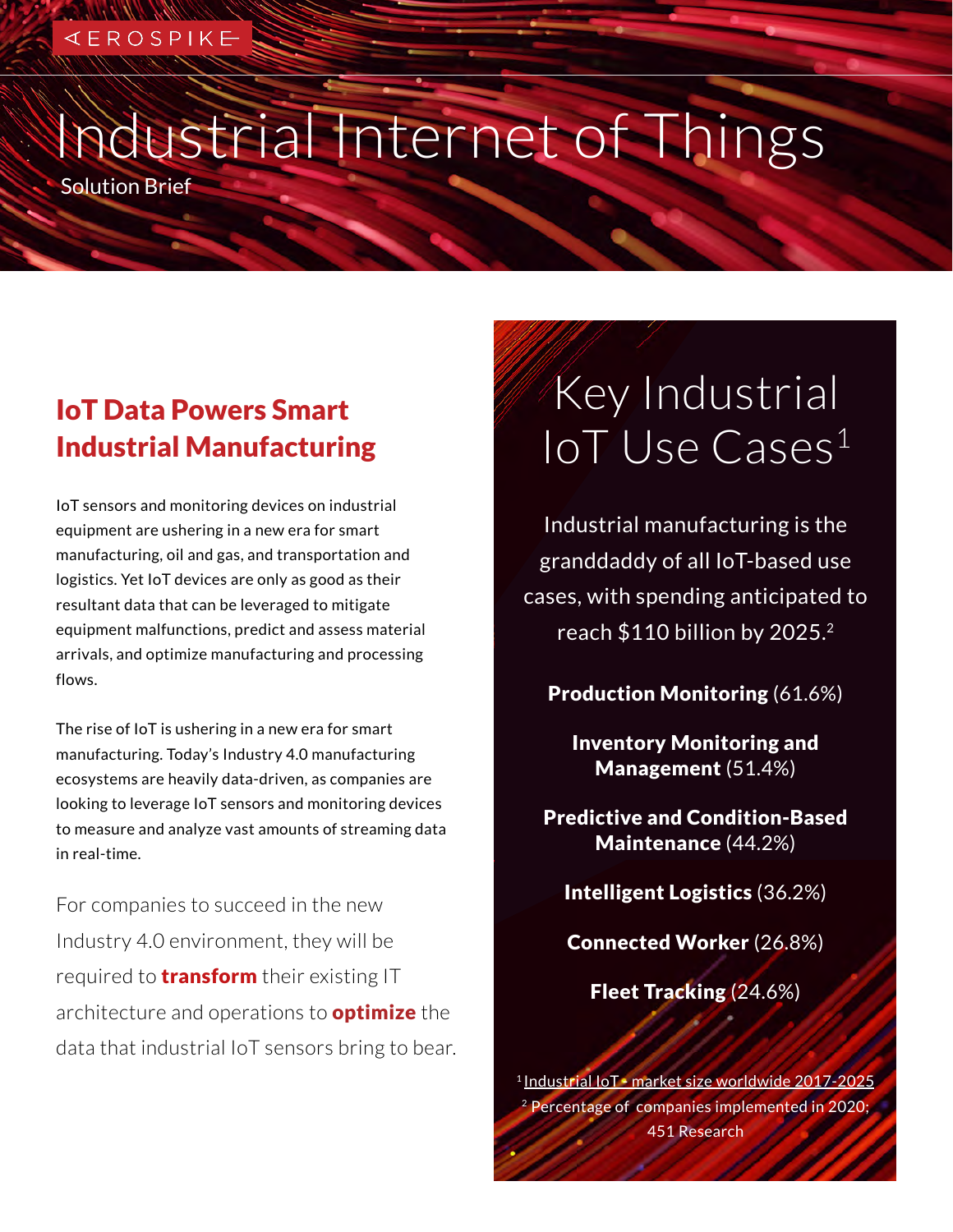AEROSPIKE

# Industrial Internet of Things

Solution Brief

## IoT Data Powers Smart Industrial Manufacturing

IoT sensors and monitoring devices on industrial equipment are ushering in a new era for smart manufacturing, oil and gas, and transportation and logistics. Yet IoT devices are only as good as their resultant data that can be leveraged to mitigate equipment malfunctions, predict and assess material arrivals, and optimize manufacturing and processing flows.

The rise of IoT is ushering in a new era for smart manufacturing. Today's Industry 4.0 manufacturing ecosystems are heavily data-driven, as companies are looking to leverage IoT sensors and monitoring devices to measure and analyze vast amounts of streaming data in real-time.

For companies to succeed in the new Industry 4.0 environment, they will be required to **transform** their existing IT architecture and operations to **optimize** the data that industrial IoT sensors bring to bear.

## Key Industrial IoT Use Cases[1]

Industrial manufacturing is the granddaddy of all IoT-based use cases, with spending anticipated to reach $110 billion by 2025.[2]

**Production Monitoring** (61.6%)

**Inventory Monitoring and Management** (51.4%)

**Predictive and Condition-Based Maintenance** (44.2%)

**Intelligent Logistics** (36.2%)

**Connected Worker** (26.8%)

**Fleet Tracking** (24.6%)

[1] Industrial IoT - market size worldwide 2017-2025

[2] Percentage of companies implemented in 2020; 451 Research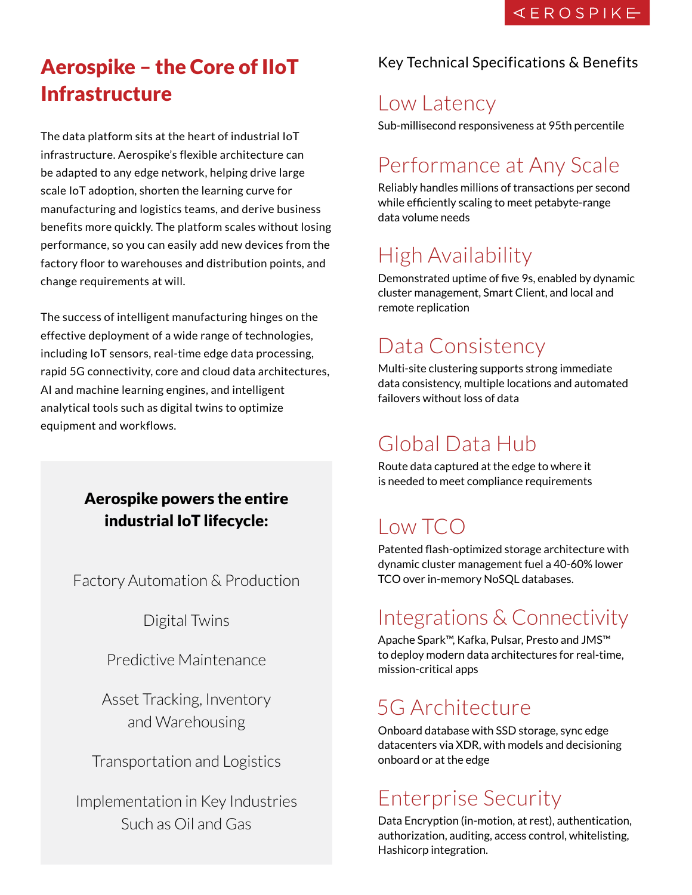# Aerospike – the Core of IIoT Infrastructure

The data platform sits at the heart of industrial IoT infrastructure. Aerospike's flexible architecture can be adapted to any edge network, helping drive large scale IoT adoption, shorten the learning curve for manufacturing and logistics teams, and derive business benefits more quickly. The platform scales without losing performance, so you can easily add new devices from the factory floor to warehouses and distribution points, and change requirements at will.

The success of intelligent manufacturing hinges on the effective deployment of a wide range of technologies, including IoT sensors, real-time edge data processing, rapid 5G connectivity, core and cloud data architectures, AI and machine learning engines, and intelligent analytical tools such as digital twins to optimize equipment and workflows.

**Aerospike powers the entire industrial IoT lifecycle:**

- Factory Automation & Production
- Digital Twins
- Predictive Maintenance
- Asset Tracking, Inventory and Warehousing
- Transportation and Logistics
- Implementation in Key Industries Such as Oil and Gas

## Key Technical Specifications & Benefits

### Low Latency

Sub-millisecond responsiveness at 95th percentile

### Performance at Any Scale

Reliably handles millions of transactions per second while efficiently scaling to meet petabyte-range data volume needs

### High Availability

Demonstrated uptime of five 9s, enabled by dynamic cluster management, Smart Client, and local and remote replication

### Data Consistency

Multi-site clustering supports strong immediate data consistency, multiple locations and automated failovers without loss of data

### Global Data Hub

Route data captured at the edge to where it is needed to meet compliance requirements

### Low TCO

Patented flash-optimized storage architecture with dynamic cluster management fuel a 40-60% lower TCO over in-memory NoSQL databases.

### Integrations & Connectivity

Apache Spark™, Kafka, Pulsar, Presto and JMS™ to deploy modern data architectures for real-time, mission-critical apps

### 5G Architecture

Onboard database with SSD storage, sync edge datacenters via XDR, with models and decisioning onboard or at the edge

### Enterprise Security

Data Encryption (in-motion, at rest), authentication, authorization, auditing, access control, whitelisting, Hashicorp integration.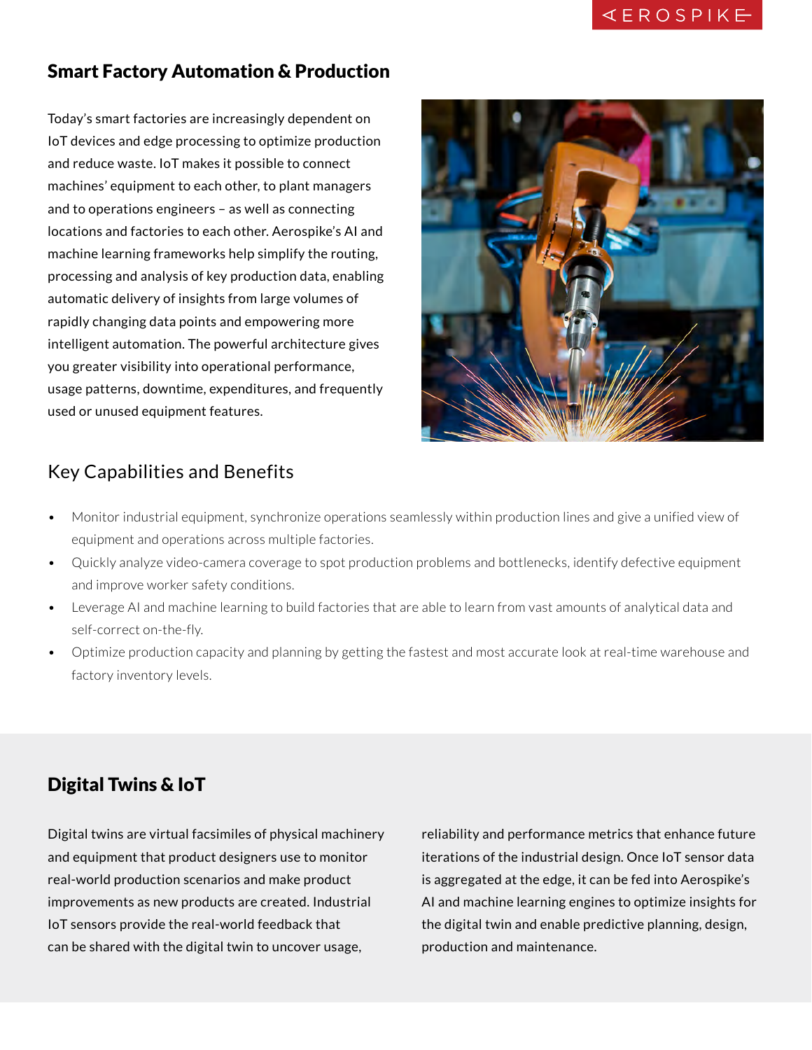## Smart Factory Automation & Production

Today's smart factories are increasingly dependent on IoT devices and edge processing to optimize production and reduce waste. IoT makes it possible to connect machines' equipment to each other, to plant managers and to operations engineers – as well as connecting locations and factories to each other. Aerospike's AI and machine learning frameworks help simplify the routing, processing and analysis of key production data, enabling automatic delivery of insights from large volumes of rapidly changing data points and empowering more intelligent automation. The powerful architecture gives you greater visibility into operational performance, usage patterns, downtime, expenditures, and frequently used or unused equipment features.

### Key Capabilities and Benefits

- Monitor industrial equipment, synchronize operations seamlessly within production lines and give a unified view of equipment and operations across multiple factories.
- Quickly analyze video-camera coverage to spot production problems and bottlenecks, identify defective equipment and improve worker safety conditions.
- Leverage AI and machine learning to build factories that are able to learn from vast amounts of analytical data and self-correct on-the-fly.
- Optimize production capacity and planning by getting the fastest and most accurate look at real-time warehouse and factory inventory levels.

## Digital Twins & IoT

Digital twins are virtual facsimiles of physical machinery and equipment that product designers use to monitor real-world production scenarios and make product improvements as new products are created. Industrial IoT sensors provide the real-world feedback that can be shared with the digital twin to uncover usage, reliability and performance metrics that enhance future iterations of the industrial design. Once IoT sensor data is aggregated at the edge, it can be fed into Aerospike's AI and machine learning engines to optimize insights for the digital twin and enable predictive planning, design, production and maintenance.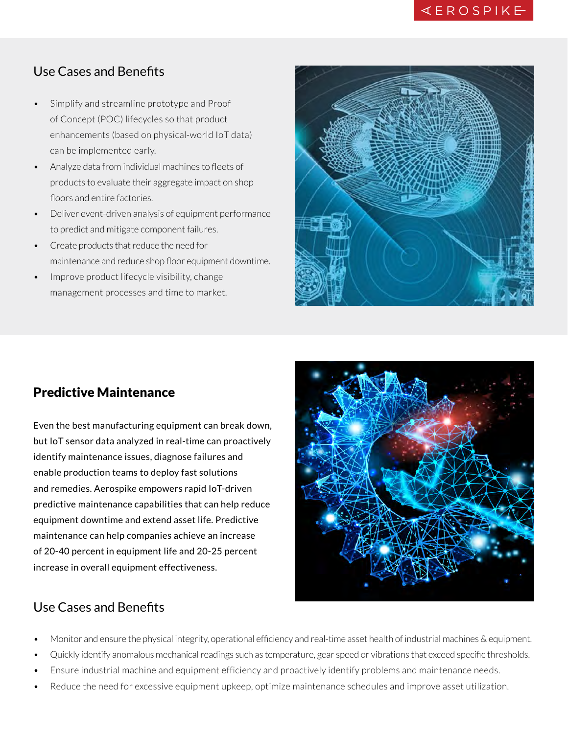## Use Cases and Benefits

- Simplify and streamline prototype and Proof of Concept (POC) lifecycles so that product enhancements (based on physical-world IoT data) can be implemented early.
- Analyze data from individual machines to fleets of products to evaluate their aggregate impact on shop floors and entire factories.
- Deliver event-driven analysis of equipment performance to predict and mitigate component failures.
- Create products that reduce the need for maintenance and reduce shop floor equipment downtime.
- Improve product lifecycle visibility, change management processes and time to market.

## Predictive Maintenance

Even the best manufacturing equipment can break down, but IoT sensor data analyzed in real-time can proactively identify maintenance issues, diagnose failures and enable production teams to deploy fast solutions and remedies. Aerospike empowers rapid IoT-driven predictive maintenance capabilities that can help reduce equipment downtime and extend asset life. Predictive maintenance can help companies achieve an increase of 20-40 percent in equipment life and 20-25 percent increase in overall equipment effectiveness.

## Use Cases and Benefits

- Monitor and ensure the physical integrity, operational efficiency and real-time asset health of industrial machines & equipment.
- Quickly identify anomalous mechanical readings such as temperature, gear speed or vibrations that exceed specific thresholds.
- Ensure industrial machine and equipment efficiency and proactively identify problems and maintenance needs.
- Reduce the need for excessive equipment upkeep, optimize maintenance schedules and improve asset utilization.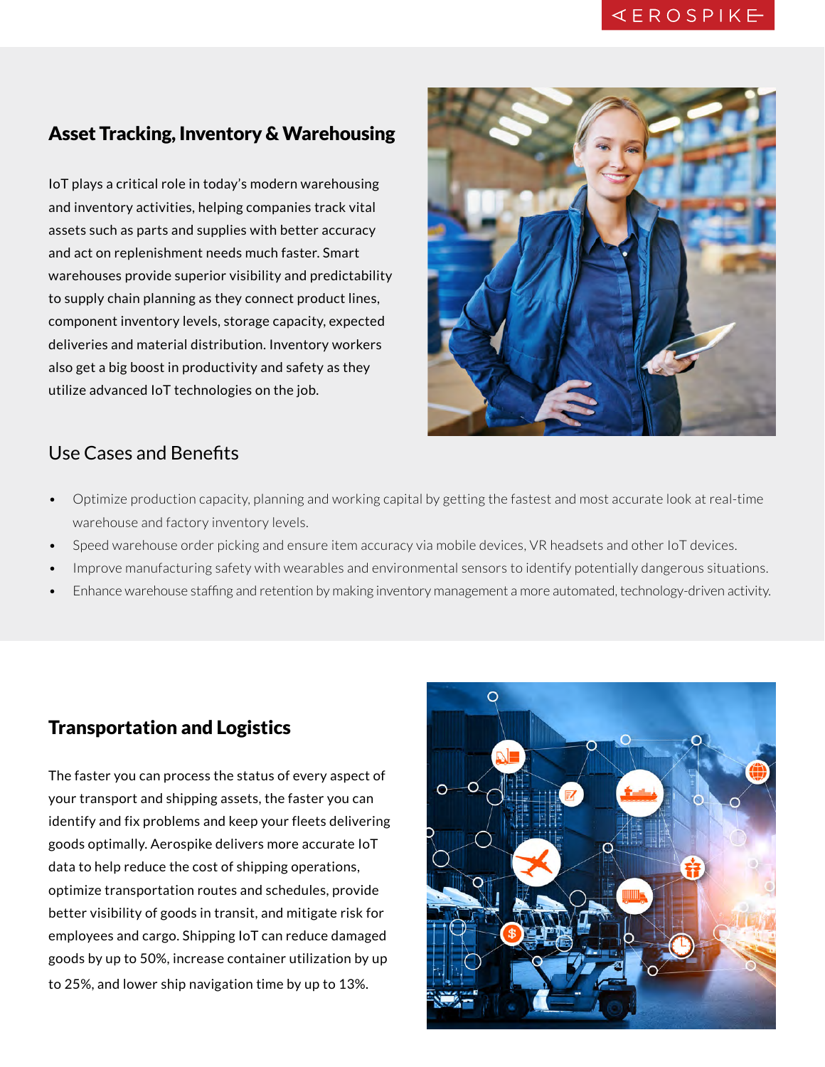## Asset Tracking, Inventory & Warehousing

IoT plays a critical role in today's modern warehousing and inventory activities, helping companies track vital assets such as parts and supplies with better accuracy and act on replenishment needs much faster. Smart warehouses provide superior visibility and predictability to supply chain planning as they connect product lines, component inventory levels, storage capacity, expected deliveries and material distribution. Inventory workers also get a big boost in productivity and safety as they utilize advanced IoT technologies on the job.

### Use Cases and Benefits

- Optimize production capacity, planning and working capital by getting the fastest and most accurate look at real-time warehouse and factory inventory levels.
- Speed warehouse order picking and ensure item accuracy via mobile devices, VR headsets and other IoT devices.
- Improve manufacturing safety with wearables and environmental sensors to identify potentially dangerous situations.
- Enhance warehouse staffing and retention by making inventory management a more automated, technology-driven activity.

## Transportation and Logistics

The faster you can process the status of every aspect of your transport and shipping assets, the faster you can identify and fix problems and keep your fleets delivering goods optimally. Aerospike delivers more accurate IoT data to help reduce the cost of shipping operations, optimize transportation routes and schedules, provide better visibility of goods in transit, and mitigate risk for employees and cargo. Shipping IoT can reduce damaged goods by up to 50%, increase container utilization by up to 25%, and lower ship navigation time by up to 13%.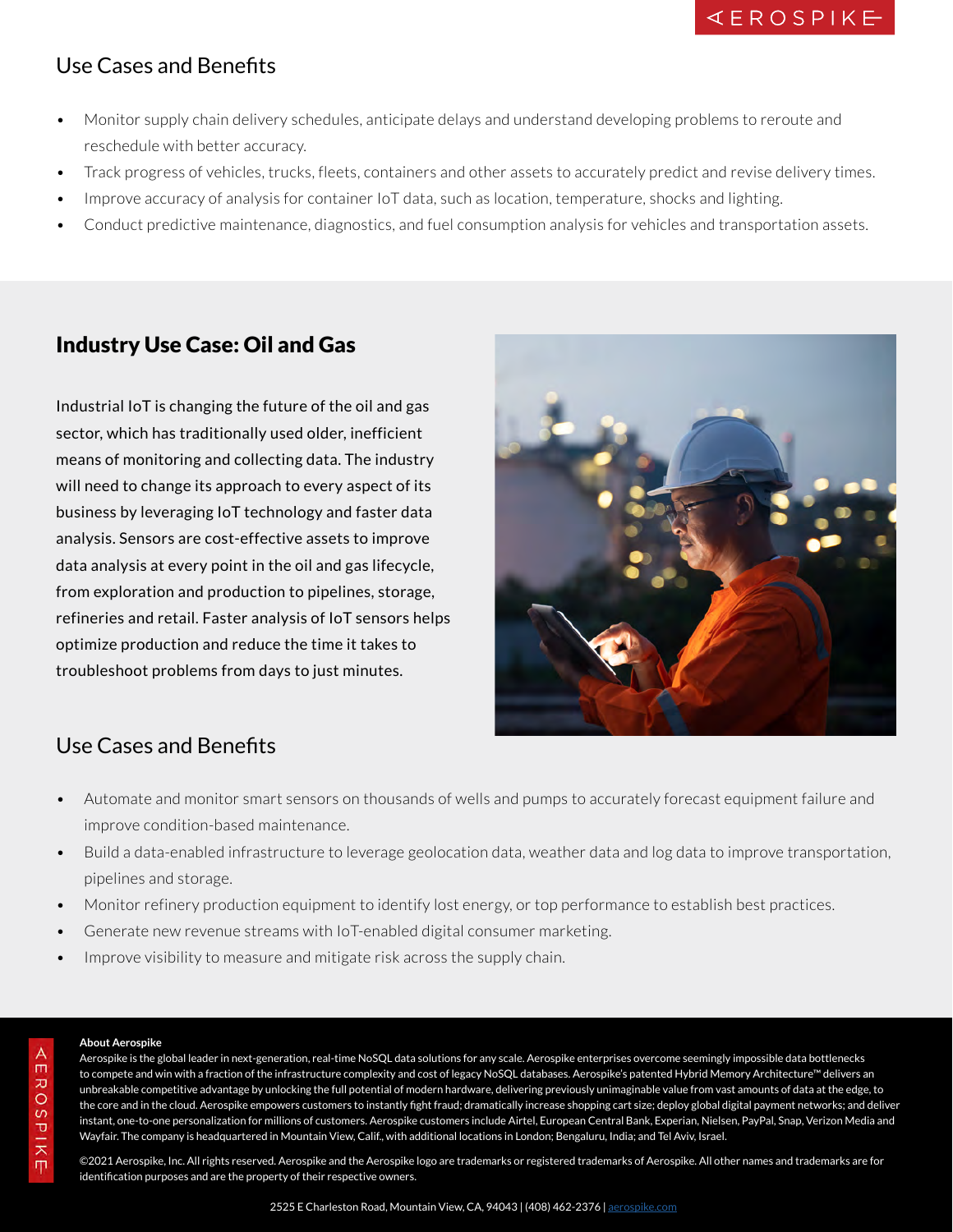## Use Cases and Benefits

- Monitor supply chain delivery schedules, anticipate delays and understand developing problems to reroute and reschedule with better accuracy.
- Track progress of vehicles, trucks, fleets, containers and other assets to accurately predict and revise delivery times.
- Improve accuracy of analysis for container IoT data, such as location, temperature, shocks and lighting.
- Conduct predictive maintenance, diagnostics, and fuel consumption analysis for vehicles and transportation assets.

## Industry Use Case: Oil and Gas

Industrial IoT is changing the future of the oil and gas sector, which has traditionally used older, inefficient means of monitoring and collecting data. The industry will need to change its approach to every aspect of its business by leveraging IoT technology and faster data analysis. Sensors are cost-effective assets to improve data analysis at every point in the oil and gas lifecycle, from exploration and production to pipelines, storage, refineries and retail. Faster analysis of IoT sensors helps optimize production and reduce the time it takes to troubleshoot problems from days to just minutes.

## Use Cases and Benefits

- Automate and monitor smart sensors on thousands of wells and pumps to accurately forecast equipment failure and improve condition-based maintenance.
- Build a data-enabled infrastructure to leverage geolocation data, weather data and log data to improve transportation, pipelines and storage.
- Monitor refinery production equipment to identify lost energy, or top performance to establish best practices.
- Generate new revenue streams with IoT-enabled digital consumer marketing.
- Improve visibility to measure and mitigate risk across the supply chain.

**About Aerospike**

Aerospike is the global leader in next-generation, real-time NoSQL data solutions for any scale. Aerospike enterprises overcome seemingly impossible data bottlenecks to compete and win with a fraction of the infrastructure complexity and cost of legacy NoSQL databases. Aerospike's patented Hybrid Memory Architecture™ delivers an unbreakable competitive advantage by unlocking the full potential of modern hardware, delivering previously unimaginable value from vast amounts of data at the edge, to the core and in the cloud. Aerospike empowers customers to instantly fight fraud; dramatically increase shopping cart size; deploy global digital payment networks; and deliver instant, one-to-one personalization for millions of customers. Aerospike customers include Airtel, European Central Bank, Experian, Nielsen, PayPal, Snap, Verizon Media and Wayfair. The company is headquartered in Mountain View, Calif., with additional locations in London; Bengaluru, India; and Tel Aviv, Israel.

©2021 Aerospike, Inc. All rights reserved. Aerospike and the Aerospike logo are trademarks or registered trademarks of Aerospike. All other names and trademarks are for identification purposes and are the property of their respective owners.

2525 E Charleston Road, Mountain View, CA, 94043 | (408) 462-2376 | aerospike.com